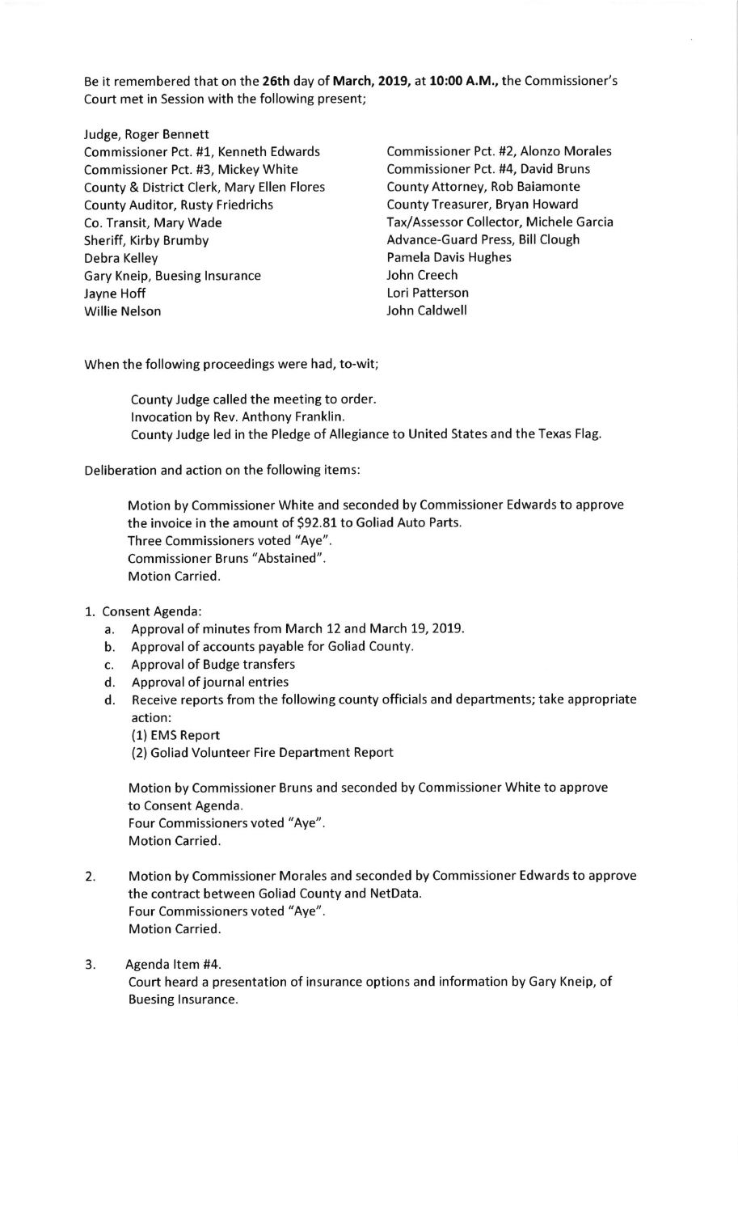Be it remembered that on the **26th** day of **March, 2019,** at **10:00 A.M.,** the Commissioner's Court met in Session with the following present;

Judge, Roger Bennett
Commissioner Pct. #1, Kenneth Edwards
Commissioner Pct. #2, Alonzo Morales
Commissioner Pct. #3, Mickey White
Commissioner Pct. #4, David Bruns
County & District Clerk, Mary Ellen Flores
County Attorney, Rob Baiamonte
County Auditor, Rusty Friedrichs
County Treasurer, Bryan Howard
Co. Transit, Mary Wade
Tax/Assessor Collector, Michele Garcia
Sheriff, Kirby Brumby
Advance-Guard Press, Bill Clough
Debra Kelley
Pamela Davis Hughes
Gary Kneip, Buesing Insurance
John Creech
Jayne Hoff
Lori Patterson
Willie Nelson
John Caldwell

When the following proceedings were had, to-wit;

County Judge called the meeting to order.
Invocation by Rev. Anthony Franklin.
County Judge led in the Pledge of Allegiance to United States and the Texas Flag.

Deliberation and action on the following items:

Motion by Commissioner White and seconded by Commissioner Edwards to approve the invoice in the amount of $92.81 to Goliad Auto Parts.
Three Commissioners voted "Aye".
Commissioner Bruns "Abstained".
Motion Carried.

1. Consent Agenda:
   a. Approval of minutes from March 12 and March 19, 2019.
   b. Approval of accounts payable for Goliad County.
   c. Approval of Budge transfers
   d. Approval of journal entries
   d. Receive reports from the following county officials and departments; take appropriate action:
      (1) EMS Report
      (2) Goliad Volunteer Fire Department Report

   Motion by Commissioner Bruns and seconded by Commissioner White to approve to Consent Agenda.
   Four Commissioners voted "Aye".
   Motion Carried.

2. Motion by Commissioner Morales and seconded by Commissioner Edwards to approve the contract between Goliad County and NetData.
   Four Commissioners voted "Aye".
   Motion Carried.

3. Agenda Item #4.
   Court heard a presentation of insurance options and information by Gary Kneip, of Buesing Insurance.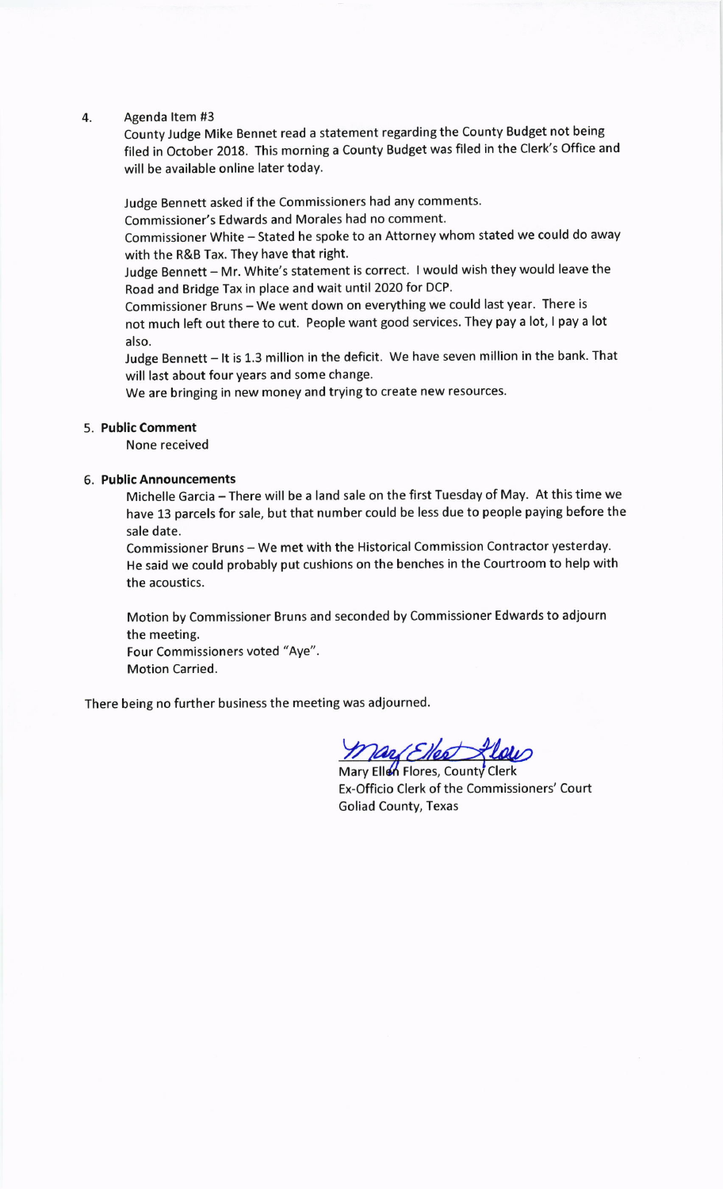4. Agenda Item #3

   County Judge Mike Bennet read a statement regarding the County Budget not being filed in October 2018. This morning a County Budget was filed in the Clerk's Office and will be available online later today.

   Judge Bennett asked if the Commissioners had any comments.
   Commissioner's Edwards and Morales had no comment.
   Commissioner White – Stated he spoke to an Attorney whom stated we could do away with the R&B Tax. They have that right.
   Judge Bennett – Mr. White's statement is correct. I would wish they would leave the Road and Bridge Tax in place and wait until 2020 for DCP.
   Commissioner Bruns – We went down on everything we could last year. There is not much left out there to cut. People want good services. They pay a lot, I pay a lot also.
   Judge Bennett – It is 1.3 million in the deficit. We have seven million in the bank. That will last about four years and some change.
   We are bringing in new money and trying to create new resources.

5. **Public Comment**

   None received

6. **Public Announcements**

   Michelle Garcia – There will be a land sale on the first Tuesday of May. At this time we have 13 parcels for sale, but that number could be less due to people paying before the sale date.
   Commissioner Bruns – We met with the Historical Commission Contractor yesterday. He said we could probably put cushions on the benches in the Courtroom to help with the acoustics.

   Motion by Commissioner Bruns and seconded by Commissioner Edwards to adjourn the meeting.
   Four Commissioners voted "Aye".
   Motion Carried.

There being no further business the meeting was adjourned.

Mary Ellen Flores, County Clerk
Ex-Officio Clerk of the Commissioners' Court
Goliad County, Texas